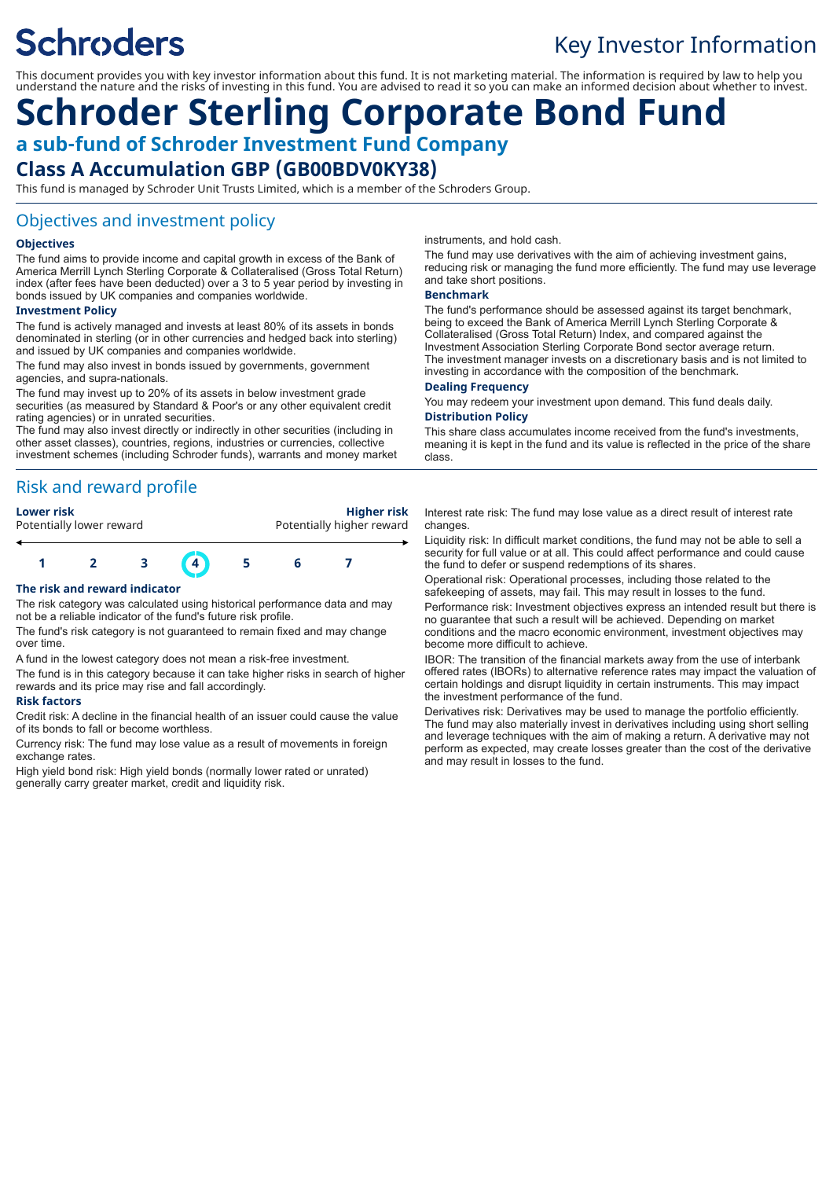# Schroders

## Key Investor Information

This document provides you with key investor information about this fund. It is not marketing material. The information is required by law to help you understand the nature and the risks of investing in this fund. You are advised to read it so you can make an informed decision about whether to invest.

# Schroder Sterling Corporate Bond Fund

## a sub-fund of Schroder Investment Fund Company

## Class A Accumulation GBP (GB00BDV0KY38)

This fund is managed by Schroder Unit Trusts Limited, which is a member of the Schroders Group.

## Objectives and investment policy

### Objectives

The fund aims to provide income and capital growth in excess of the Bank of America Merrill Lynch Sterling Corporate & Collateralised (Gross Total Return) index (after fees have been deducted) over a 3 to 5 year period by investing in bonds issued by UK companies and companies worldwide.

### Investment Policy

The fund is actively managed and invests at least 80% of its assets in bonds denominated in sterling (or in other currencies and hedged back into sterling) and issued by UK companies and companies worldwide.

The fund may also invest in bonds issued by governments, government agencies, and supra-nationals.

The fund may invest up to 20% of its assets in below investment grade securities (as measured by Standard & Poor's or any other equivalent credit rating agencies) or in unrated securities.

The fund may also invest directly or indirectly in other securities (including in other asset classes), countries, regions, industries or currencies, collective investment schemes (including Schroder funds), warrants and money market instruments, and hold cash.

The fund may use derivatives with the aim of achieving investment gains, reducing risk or managing the fund more efficiently. The fund may use leverage and take short positions.

### Benchmark

The fund's performance should be assessed against its target benchmark, being to exceed the Bank of America Merrill Lynch Sterling Corporate & Collateralised (Gross Total Return) Index, and compared against the Investment Association Sterling Corporate Bond sector average return. The investment manager invests on a discretionary basis and is not limited to investing in accordance with the composition of the benchmark.

### Dealing Frequency

You may redeem your investment upon demand. This fund deals daily.

### Distribution Policy

This share class accumulates income received from the fund's investments, meaning it is kept in the fund and its value is reflected in the price of the share class.

## Risk and reward profile

| **Lower risk** | | | | | | **Higher risk** |
|---|---|---|---|---|---|---|
| Potentially lower reward | | | | | | Potentially higher reward |
| 1 | 2 | 3 | **4** | 5 | 6 | 7 |

### The risk and reward indicator

The risk category was calculated using historical performance data and may not be a reliable indicator of the fund's future risk profile.

The fund's risk category is not guaranteed to remain fixed and may change over time.

A fund in the lowest category does not mean a risk-free investment.

The fund is in this category because it can take higher risks in search of higher rewards and its price may rise and fall accordingly.

### Risk factors

Credit risk: A decline in the financial health of an issuer could cause the value of its bonds to fall or become worthless.

Currency risk: The fund may lose value as a result of movements in foreign exchange rates.

High yield bond risk: High yield bonds (normally lower rated or unrated) generally carry greater market, credit and liquidity risk.

Interest rate risk: The fund may lose value as a direct result of interest rate changes.

Liquidity risk: In difficult market conditions, the fund may not be able to sell a security for full value or at all. This could affect performance and could cause the fund to defer or suspend redemptions of its shares.

Operational risk: Operational processes, including those related to the safekeeping of assets, may fail. This may result in losses to the fund.

Performance risk: Investment objectives express an intended result but there is no guarantee that such a result will be achieved. Depending on market conditions and the macro economic environment, investment objectives may become more difficult to achieve.

IBOR: The transition of the financial markets away from the use of interbank offered rates (IBORs) to alternative reference rates may impact the valuation of certain holdings and disrupt liquidity in certain instruments. This may impact the investment performance of the fund.

Derivatives risk: Derivatives may be used to manage the portfolio efficiently. The fund may also materially invest in derivatives including using short selling and leverage techniques with the aim of making a return. A derivative may not perform as expected, may create losses greater than the cost of the derivative and may result in losses to the fund.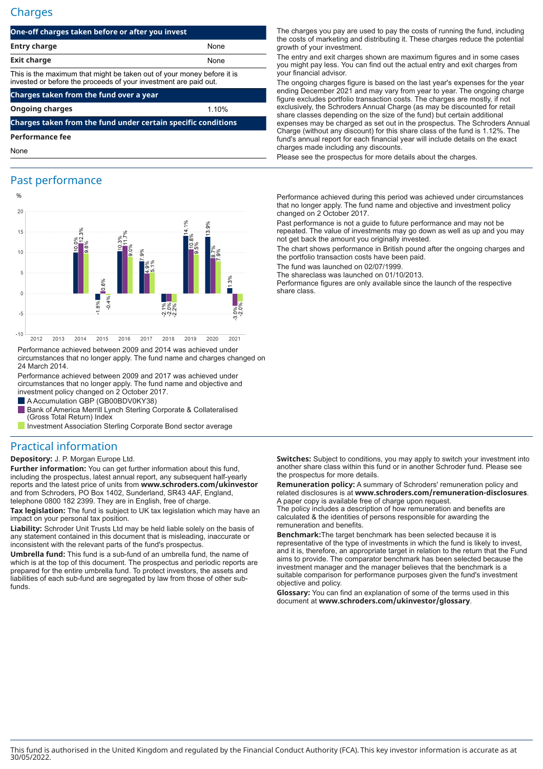## Charges

| One-off charges taken before or after you invest | |
|---|---|
| **Entry charge** | None |
| **Exit charge** | None |
| This is the maximum that might be taken out of your money before it is invested or before the proceeds of your investment are paid out. | |
| **Charges taken from the fund over a year** | |
| **Ongoing charges** | 1.10% |
| **Charges taken from the fund under certain specific conditions** | |
| **Performance fee** | |
| None | |

The charges you pay are used to pay the costs of running the fund, including the costs of marketing and distributing it. These charges reduce the potential growth of your investment.

The entry and exit charges shown are maximum figures and in some cases you might pay less. You can find out the actual entry and exit charges from your financial advisor.

The ongoing charges figure is based on the last year's expenses for the year ending December 2021 and may vary from year to year. The ongoing charge figure excludes portfolio transaction costs. The charges are mostly, if not exclusively, the Schroders Annual Charge (as may be discounted for retail share classes depending on the size of the fund) but certain additional expenses may be charged as set out in the prospectus. The Schroders Annual Charge (without any discount) for this share class of the fund is 1.12%. The fund's annual report for each financial year will include details on the exact charges made including any discounts.

Please see the prospectus for more details about the charges.

## Past performance

%

20
15
10
5
0
-5
-10

2012 2013 2014 2015 2016 2017 2018 2019 2020 2021

10.0% 12.3% 9.8%
-1.6% 0.6% -0.4%
10.3% 11.7% 9.0%
7.9% 4.9% 5.1%
-2.1% -2.0% -2.2%
14.1% 10.8% 9.5%
13.9% 8.7% 7.9%
1.3% -3.0% -2.0%

Performance achieved between 2009 and 2014 was achieved under circumstances that no longer apply. The fund name and charges changed on 24 March 2014.

Performance achieved between 2009 and 2017 was achieved under circumstances that no longer apply. The fund name and objective and investment policy changed on 2 October 2017.

- A Accumulation GBP (GB00BDV0KY38)
- Bank of America Merrill Lynch Sterling Corporate & Collateralised (Gross Total Return) Index
- Investment Association Sterling Corporate Bond sector average

Performance achieved during this period was achieved under circumstances that no longer apply. The fund name and objective and investment policy changed on 2 October 2017.

Past performance is not a guide to future performance and may not be repeated. The value of investments may go down as well as up and you may not get back the amount you originally invested.

The chart shows performance in British pound after the ongoing charges and the portfolio transaction costs have been paid.

The fund was launched on 02/07/1999.

The shareclass was launched on 01/10/2013.

Performance figures are only available since the launch of the respective share class.

## Practical information

**Depository:** J. P. Morgan Europe Ltd.

**Further information:** You can get further information about this fund, including the prospectus, latest annual report, any subsequent half-yearly reports and the latest price of units from **www.schroders.com/ukinvestor** and from Schroders, PO Box 1402, Sunderland, SR43 4AF, England, telephone 0800 182 2399. They are in English, free of charge.

**Tax legislation:** The fund is subject to UK tax legislation which may have an impact on your personal tax position.

**Liability:** Schroder Unit Trusts Ltd may be held liable solely on the basis of any statement contained in this document that is misleading, inaccurate or inconsistent with the relevant parts of the fund's prospectus.

**Umbrella fund:** This fund is a sub-fund of an umbrella fund, the name of which is at the top of this document. The prospectus and periodic reports are prepared for the entire umbrella fund. To protect investors, the assets and liabilities of each sub-fund are segregated by law from those of other sub-funds.

**Switches:** Subject to conditions, you may apply to switch your investment into another share class within this fund or in another Schroder fund. Please see the prospectus for more details.

**Remuneration policy:** A summary of Schroders' remuneration policy and related disclosures is at **www.schroders.com/remuneration-disclosures**. A paper copy is available free of charge upon request.
The policy includes a description of how remuneration and benefits are calculated & the identities of persons responsible for awarding the remuneration and benefits.

**Benchmark:** The target benchmark has been selected because it is representative of the type of investments in which the fund is likely to invest, and it is, therefore, an appropriate target in relation to the return that the Fund aims to provide. The comparator benchmark has been selected because the investment manager and the manager believes that the benchmark is a suitable comparison for performance purposes given the fund's investment objective and policy.

**Glossary:** You can find an explanation of some of the terms used in this document at **www.schroders.com/ukinvestor/glossary**.

This fund is authorised in the United Kingdom and regulated by the Financial Conduct Authority (FCA). This key investor information is accurate as at 30/05/2022.